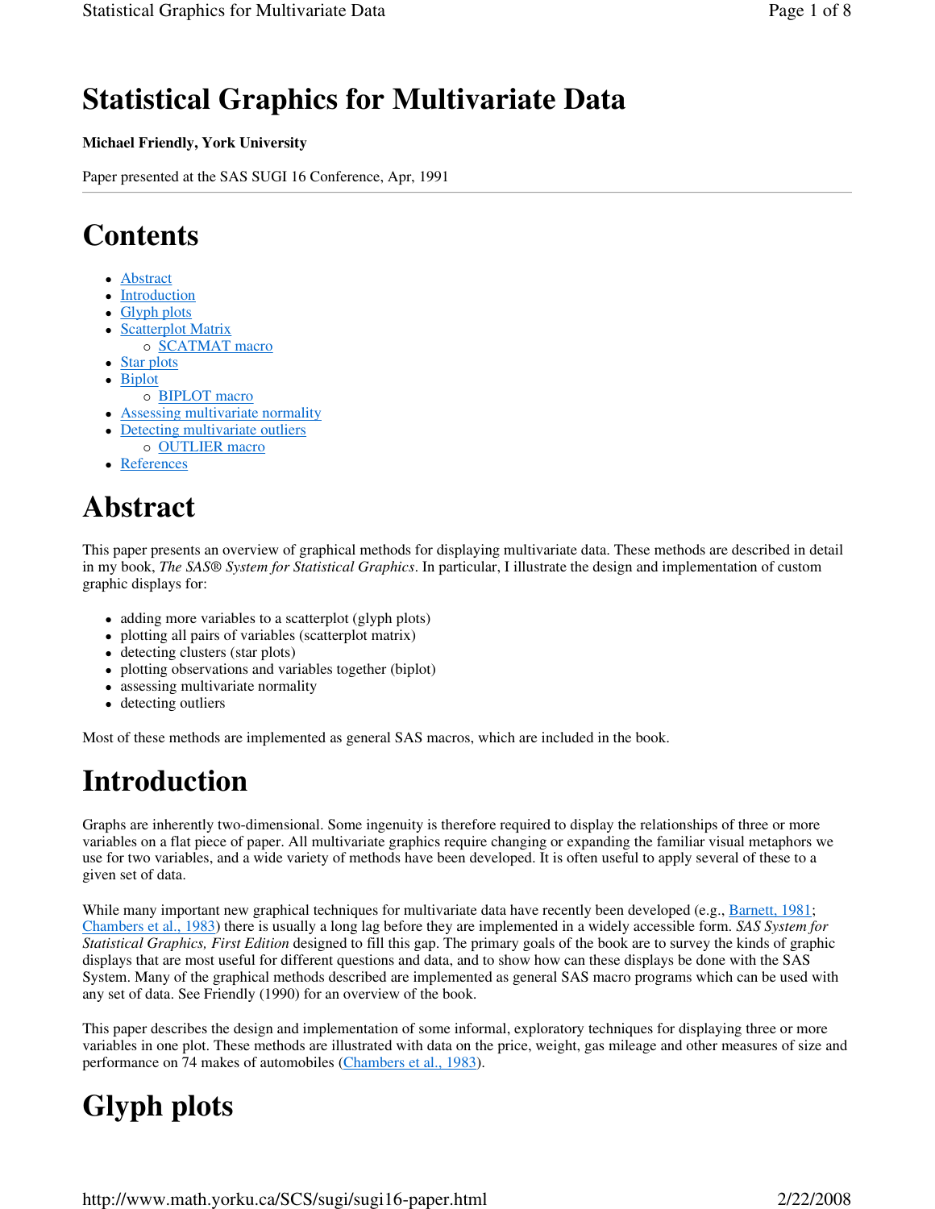# Statistical Graphics for Multivariate Data

**Michael Friendly, York University**

Paper presented at the SAS SUGI 16 Conference, Apr, 1991

---

# Contents

- Abstract
- Introduction
- Glyph plots
- Scatterplot Matrix
  - SCATMAT macro
- Star plots
- Biplot
  - BIPLOT macro
- Assessing multivariate normality
- Detecting multivariate outliers
  - OUTLIER macro
- References

# Abstract

This paper presents an overview of graphical methods for displaying multivariate data. These methods are described in detail in my book, *The SAS® System for Statistical Graphics*. In particular, I illustrate the design and implementation of custom graphic displays for:

- adding more variables to a scatterplot (glyph plots)
- plotting all pairs of variables (scatterplot matrix)
- detecting clusters (star plots)
- plotting observations and variables together (biplot)
- assessing multivariate normality
- detecting outliers

Most of these methods are implemented as general SAS macros, which are included in the book.

# Introduction

Graphs are inherently two-dimensional. Some ingenuity is therefore required to display the relationships of three or more variables on a flat piece of paper. All multivariate graphics require changing or expanding the familiar visual metaphors we use for two variables, and a wide variety of methods have been developed. It is often useful to apply several of these to a given set of data.

While many important new graphical techniques for multivariate data have recently been developed (e.g., Barnett, 1981; Chambers et al., 1983) there is usually a long lag before they are implemented in a widely accessible form. *SAS System for Statistical Graphics, First Edition* designed to fill this gap. The primary goals of the book are to survey the kinds of graphic displays that are most useful for different questions and data, and to show how can these displays be done with the SAS System. Many of the graphical methods described are implemented as general SAS macro programs which can be used with any set of data. See Friendly (1990) for an overview of the book.

This paper describes the design and implementation of some informal, exploratory techniques for displaying three or more variables in one plot. These methods are illustrated with data on the price, weight, gas mileage and other measures of size and performance on 74 makes of automobiles (Chambers et al., 1983).

# Glyph plots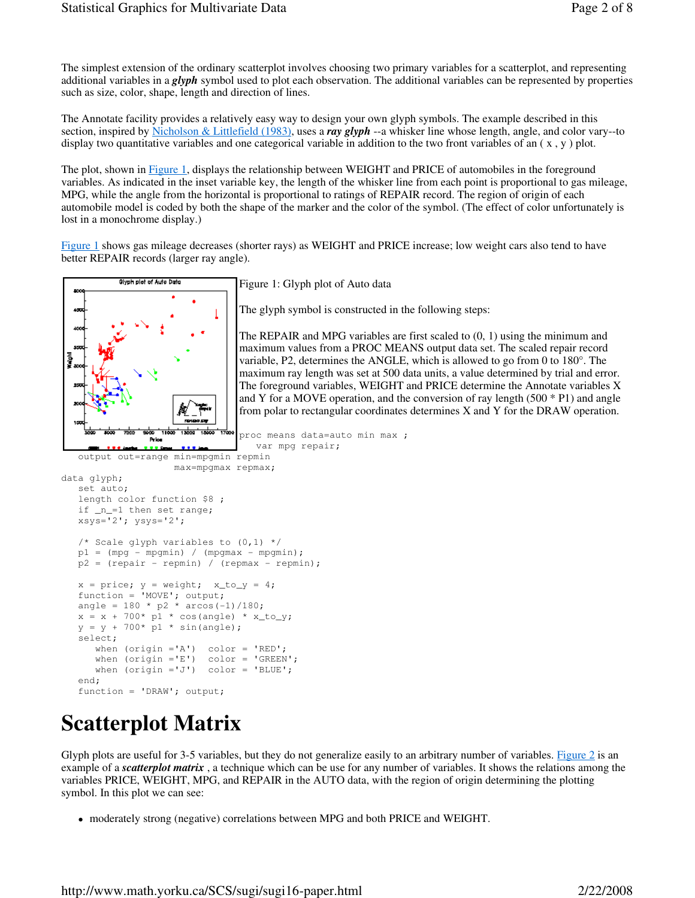The simplest extension of the ordinary scatterplot involves choosing two primary variables for a scatterplot, and representing additional variables in a ***glyph*** symbol used to plot each observation. The additional variables can be represented by properties such as size, color, shape, length and direction of lines.

The Annotate facility provides a relatively easy way to design your own glyph symbols. The example described in this section, inspired by Nicholson & Littlefield (1983), uses a ***ray glyph*** --a whisker line whose length, angle, and color vary--to display two quantitative variables and one categorical variable in addition to the two front variables of an ( x , y ) plot.

The plot, shown in Figure 1, displays the relationship between WEIGHT and PRICE of automobiles in the foreground variables. As indicated in the inset variable key, the length of the whisker line from each point is proportional to gas mileage, MPG, while the angle from the horizontal is proportional to ratings of REPAIR record. The region of origin of each automobile model is coded by both the shape of the marker and the color of the symbol. (The effect of color unfortunately is lost in a monochrome display.)

Figure 1 shows gas mileage decreases (shorter rays) as WEIGHT and PRICE increase; low weight cars also tend to have better REPAIR records (larger ray angle).

Figure 1: Glyph plot of Auto data

The glyph symbol is constructed in the following steps:

The REPAIR and MPG variables are first scaled to (0, 1) using the minimum and maximum values from a PROC MEANS output data set. The scaled repair record variable, P2, determines the ANGLE, which is allowed to go from 0 to 180°. The maximum ray length was set at 500 data units, a value determined by trial and error. The foreground variables, WEIGHT and PRICE determine the Annotate variables X and Y for a MOVE operation, and the conversion of ray length (500 * P1) and angle from polar to rectangular coordinates determines X and Y for the DRAW operation.

```
proc means data=auto min max ;
    var mpg repair;
   output out=range min=mpgmin repmin
                    max=mpgmax repmax;
data glyph;
   set auto;
   length color function $8 ;
   if _n_=1 then set range;
   xsys='2'; ysys='2';

   /* Scale glyph variables to (0,1) */
   p1 = (mpg - mpgmin) / (mpgmax - mpgmin);
   p2 = (repair - repmin) / (repmax - repmin);

   x = price; y = weight;  x_to_y = 4;
   function = 'MOVE'; output;
   angle = 180 * p2 * arcos(-1)/180;
   x = x + 700* p1 * cos(angle) * x_to_y;
   y = y + 700* p1 * sin(angle);
   select;
      when (origin ='A')  color = 'RED';
      when (origin ='E')  color = 'GREEN';
      when (origin ='J')  color = 'BLUE';
   end;
   function = 'DRAW'; output;
```

# Scatterplot Matrix

Glyph plots are useful for 3-5 variables, but they do not generalize easily to an arbitrary number of variables. Figure 2 is an example of a ***scatterplot matrix*** , a technique which can be use for any number of variables. It shows the relations among the variables PRICE, WEIGHT, MPG, and REPAIR in the AUTO data, with the region of origin determining the plotting symbol. In this plot we can see:

- moderately strong (negative) correlations between MPG and both PRICE and WEIGHT.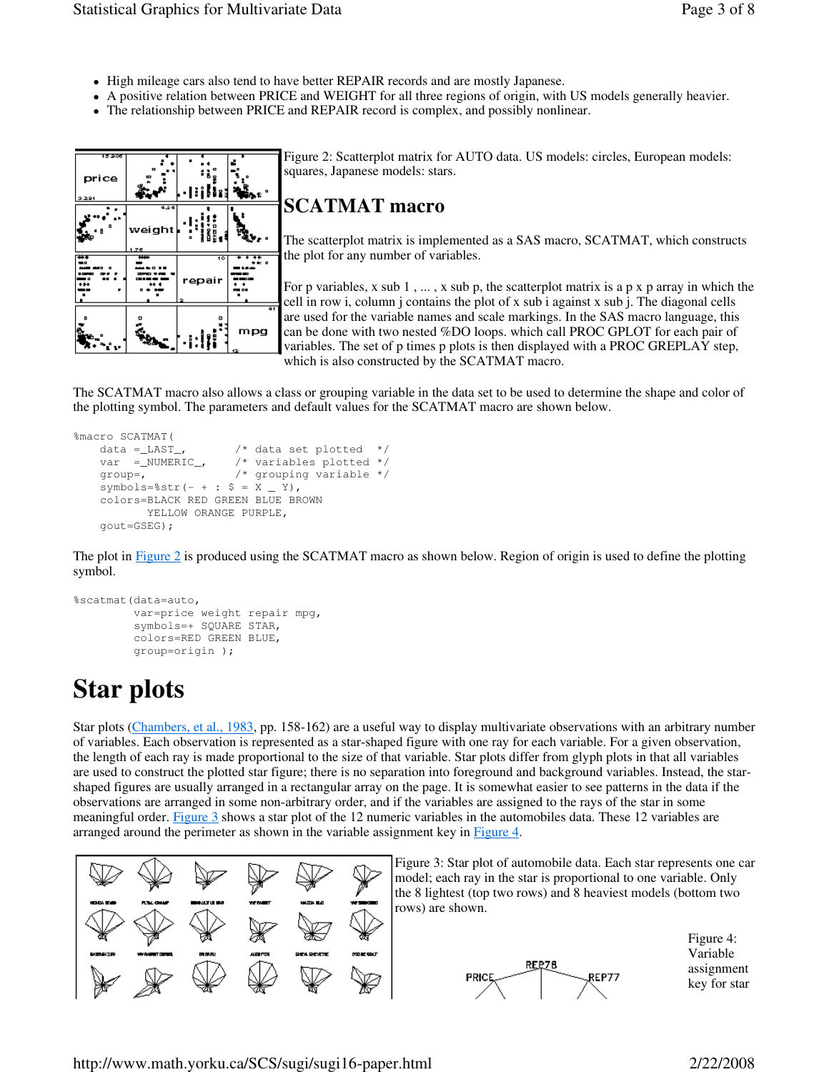- High mileage cars also tend to have better REPAIR records and are mostly Japanese.
- A positive relation between PRICE and WEIGHT for all three regions of origin, with US models generally heavier.
- The relationship between PRICE and REPAIR record is complex, and possibly nonlinear.

Figure 2: Scatterplot matrix for AUTO data. US models: circles, European models: squares, Japanese models: stars.

## SCATMAT macro

The scatterplot matrix is implemented as a SAS macro, SCATMAT, which constructs the plot for any number of variables.

For p variables, x sub 1 , ... , x sub p, the scatterplot matrix is a p x p array in which the cell in row i, column j contains the plot of x sub i against x sub j. The diagonal cells are used for the variable names and scale markings. In the SAS macro language, this can be done with two nested %DO loops. which call PROC GPLOT for each pair of variables. The set of p times p plots is then displayed with a PROC GREPLAY step, which is also constructed by the SCATMAT macro.

The SCATMAT macro also allows a class or grouping variable in the data set to be used to determine the shape and color of the plotting symbol. The parameters and default values for the SCATMAT macro are shown below.

```
%macro SCATMAT(
    data =_LAST_,        /* data set plotted  */
    var  =_NUMERIC_,     /* variables plotted */
    group=,              /* grouping variable */
    symbols=%str(- + : $ = X _ Y),
    colors=BLACK RED GREEN BLUE BROWN
           YELLOW ORANGE PURPLE,
    gout=GSEG);
```

The plot in Figure 2 is produced using the SCATMAT macro as shown below. Region of origin is used to define the plotting symbol.

```
%scatmat(data=auto,
         var=price weight repair mpg,
         symbols=+ SQUARE STAR,
         colors=RED GREEN BLUE,
         group=origin );
```

# Star plots

Star plots (Chambers, et al., 1983, pp. 158-162) are a useful way to display multivariate observations with an arbitrary number of variables. Each observation is represented as a star-shaped figure with one ray for each variable. For a given observation, the length of each ray is made proportional to the size of that variable. Star plots differ from glyph plots in that all variables are used to construct the plotted star figure; there is no separation into foreground and background variables. Instead, the star-shaped figures are usually arranged in a rectangular array on the page. It is somewhat easier to see patterns in the data if the observations are arranged in some non-arbitrary order, and if the variables are assigned to the rays of the star in some meaningful order. Figure 3 shows a star plot of the 12 numeric variables in the automobiles data. These 12 variables are arranged around the perimeter as shown in the variable assignment key in Figure 4.

Figure 3: Star plot of automobile data. Each star represents one car model; each ray in the star is proportional to one variable. Only the 8 lightest (top two rows) and 8 heaviest models (bottom two rows) are shown.

Figure 4: Variable assignment key for star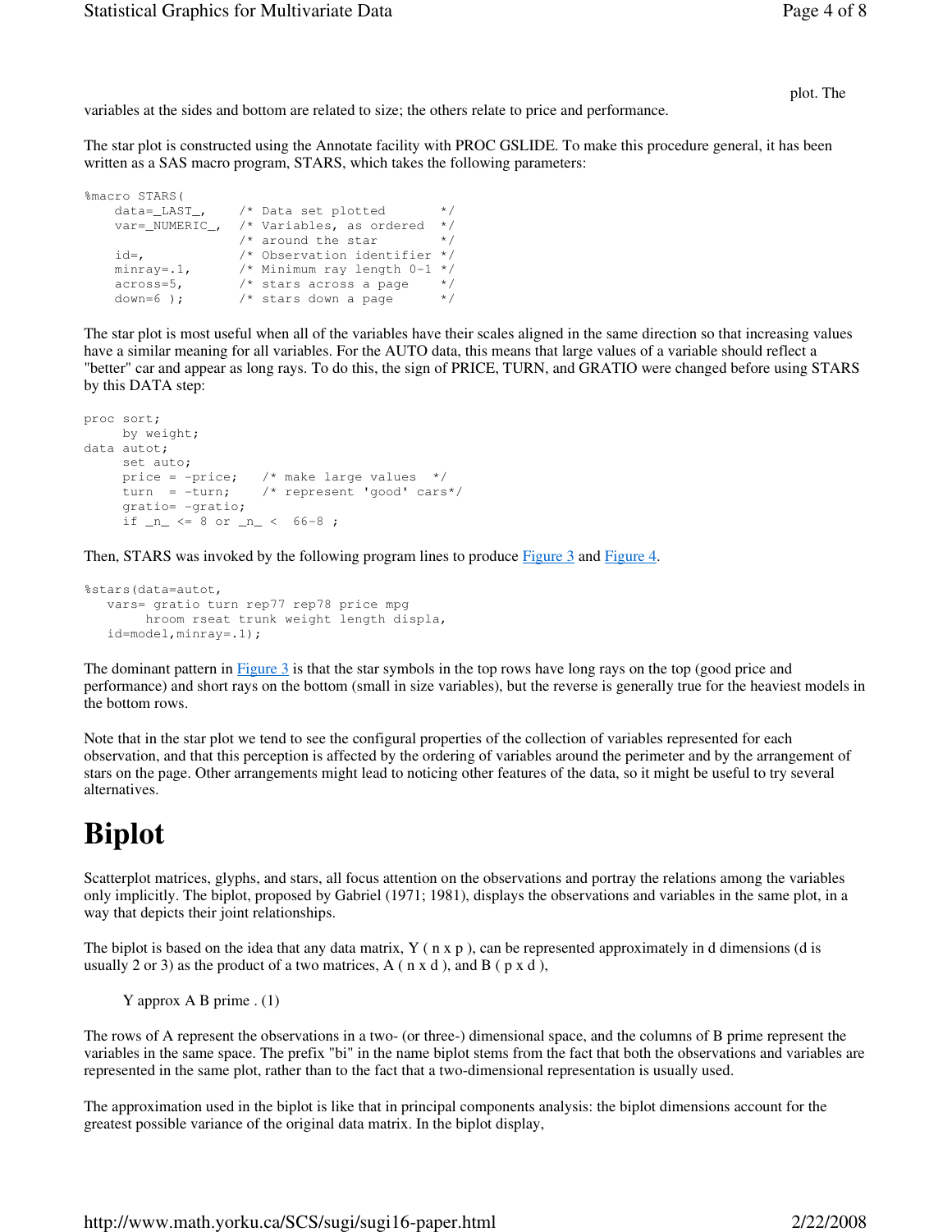plot. The variables at the sides and bottom are related to size; the others relate to price and performance.

The star plot is constructed using the Annotate facility with PROC GSLIDE. To make this procedure general, it has been written as a SAS macro program, STARS, which takes the following parameters:

```
%macro STARS(
    data=_LAST_,    /* Data set plotted       */
    var=_NUMERIC_,  /* Variables, as ordered  */
                    /* around the star        */
    id=,            /* Observation identifier */
    minray=.1,      /* Minimum ray length 0-1 */
    across=5,       /* stars across a page    */
    down=6 );       /* stars down a page      */
```

The star plot is most useful when all of the variables have their scales aligned in the same direction so that increasing values have a similar meaning for all variables. For the AUTO data, this means that large values of a variable should reflect a "better" car and appear as long rays. To do this, the sign of PRICE, TURN, and GRATIO were changed before using STARS by this DATA step:

```
proc sort;
     by weight;
data autot;
     set auto;
     price = -price;   /* make large values  */
     turn  = -turn;    /* represent 'good' cars*/
     gratio= -gratio;
     if _n_ <= 8 or _n_ <  66-8 ;
```

Then, STARS was invoked by the following program lines to produce Figure 3 and Figure 4.

```
%stars(data=autot,
   vars= gratio turn rep77 rep78 price mpg
        hroom rseat trunk weight length displa,
   id=model,minray=.1);
```

The dominant pattern in Figure 3 is that the star symbols in the top rows have long rays on the top (good price and performance) and short rays on the bottom (small in size variables), but the reverse is generally true for the heaviest models in the bottom rows.

Note that in the star plot we tend to see the configural properties of the collection of variables represented for each observation, and that this perception is affected by the ordering of variables around the perimeter and by the arrangement of stars on the page. Other arrangements might lead to noticing other features of the data, so it might be useful to try several alternatives.

# Biplot

Scatterplot matrices, glyphs, and stars, all focus attention on the observations and portray the relations among the variables only implicitly. The biplot, proposed by Gabriel (1971; 1981), displays the observations and variables in the same plot, in a way that depicts their joint relationships.

The biplot is based on the idea that any data matrix, Y ( n x p ), can be represented approximately in d dimensions (d is usually 2 or 3) as the product of a two matrices, A ( n x d ), and B ( p x d ),

Y approx A B prime . (1)

The rows of A represent the observations in a two- (or three-) dimensional space, and the columns of B prime represent the variables in the same space. The prefix "bi" in the name biplot stems from the fact that both the observations and variables are represented in the same plot, rather than to the fact that a two-dimensional representation is usually used.

The approximation used in the biplot is like that in principal components analysis: the biplot dimensions account for the greatest possible variance of the original data matrix. In the biplot display,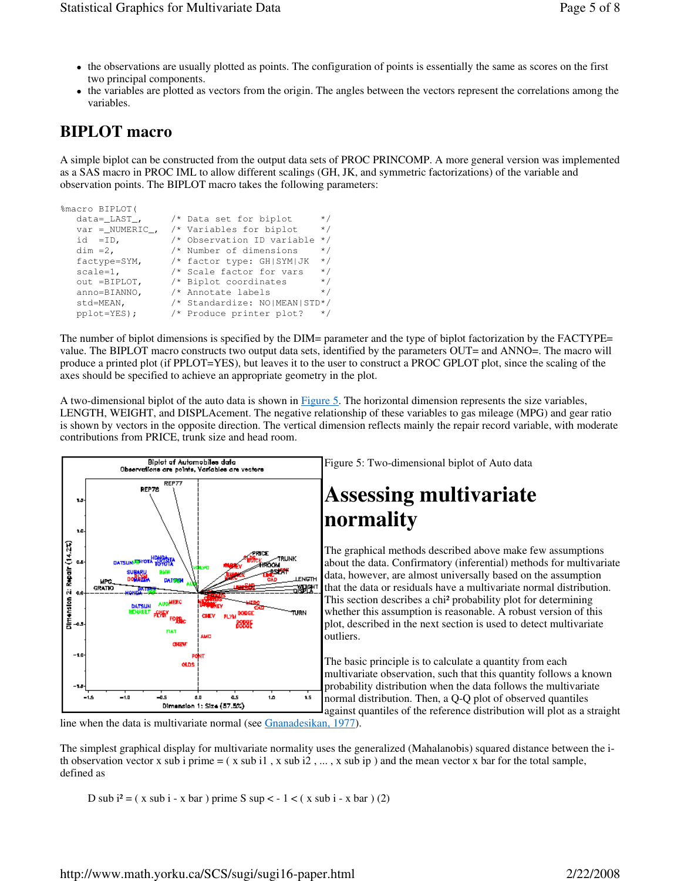- the observations are usually plotted as points. The configuration of points is essentially the same as scores on the first two principal components.
- the variables are plotted as vectors from the origin. The angles between the vectors represent the correlations among the variables.

## BIPLOT macro

A simple biplot can be constructed from the output data sets of PROC PRINCOMP. A more general version was implemented as a SAS macro in PROC IML to allow different scalings (GH, JK, and symmetric factorizations) of the variable and observation points. The BIPLOT macro takes the following parameters:

```
%macro BIPLOT(
   data=_LAST_,       /* Data set for biplot      */
   var =_NUMERIC_,    /* Variables for biplot     */
   id  =ID,           /* Observation ID variable */
   dim =2,            /* Number of dimensions     */
   factype=SYM,       /* factor type: GH|SYM|JK   */
   scale=1,           /* Scale factor for vars    */
   out =BIPLOT,       /* Biplot coordinates       */
   anno=BIANNO,       /* Annotate labels          */
   std=MEAN,          /* Standardize: NO|MEAN|STD*/
   pplot=YES);        /* Produce printer plot?    */
```

The number of biplot dimensions is specified by the DIM= parameter and the type of biplot factorization by the FACTYPE= value. The BIPLOT macro constructs two output data sets, identified by the parameters OUT= and ANNO=. The macro will produce a printed plot (if PPLOT=YES), but leaves it to the user to construct a PROC GPLOT plot, since the scaling of the axes should be specified to achieve an appropriate geometry in the plot.

A two-dimensional biplot of the auto data is shown in Figure 5. The horizontal dimension represents the size variables, LENGTH, WEIGHT, and DISPLAcement. The negative relationship of these variables to gas mileage (MPG) and gear ratio is shown by vectors in the opposite direction. The vertical dimension reflects mainly the repair record variable, with moderate contributions from PRICE, trunk size and head room.

Figure 5: Two-dimensional biplot of Auto data

# Assessing multivariate normality

The graphical methods described above make few assumptions about the data. Confirmatory (inferential) methods for multivariate data, however, are almost universally based on the assumption that the data or residuals have a multivariate normal distribution. This section describes a chi² probability plot for determining whether this assumption is reasonable. A robust version of this plot, described in the next section is used to detect multivariate outliers.

The basic principle is to calculate a quantity from each multivariate observation, such that this quantity follows a known probability distribution when the data follows the multivariate normal distribution. Then, a Q-Q plot of observed quantiles against quantiles of the reference distribution will plot as a straight line when the data is multivariate normal (see Gnanadesikan, 1977).

The simplest graphical display for multivariate normality uses the generalized (Mahalanobis) squared distance between the i-th observation vector $x_i' = (x_{i1}, x_{i2}, \ldots, x_{ip})$ and the mean vector $\bar{x}$ for the total sample, defined as

$$D_i^2 = (x_i - \bar{x})' S^{-1} (x_i - \bar{x}) \quad (2)$$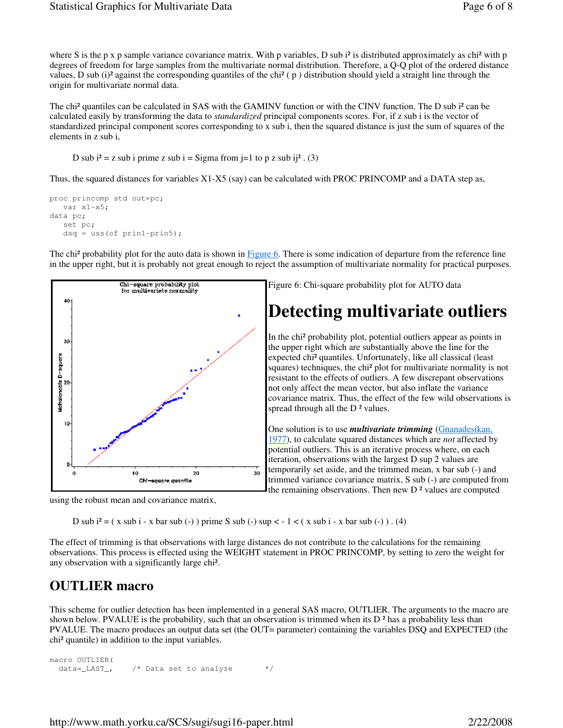where S is the p x p sample variance covariance matrix. With p variables, $D_i^2$ is distributed approximately as $\chi^2$ with p degrees of freedom for large samples from the multivariate normal distribution. Therefore, a Q-Q plot of the ordered distance values, $D_{(i)}^2$ against the corresponding quantiles of the $\chi^2(p)$ distribution should yield a straight line through the origin for multivariate normal data.

The $\chi^2$ quantiles can be calculated in SAS with the GAMINV function or with the CINV function. The $D_i^2$ can be calculated easily by transforming the data to *standardized* principal components scores. For, if $z_i$ is the vector of standardized principal component scores corresponding to $x_i$, then the squared distance is just the sum of squares of the elements in $z_i$,

$$D_i^2 = z_i' z_i = \sum_{j=1}^{p} z_{ij}^2 . \quad (3)$$

Thus, the squared distances for variables X1-X5 (say) can be calculated with PROC PRINCOMP and a DATA step as,

```
proc princomp std out=pc;
   var x1-x5;
data pc;
   set pc;
   dsq = uss(of prin1-prin5);
```

The $\chi^2$ probability plot for the auto data is shown in Figure 6. There is some indication of departure from the reference line in the upper right, but it is probably not great enough to reject the assumption of multivariate normality for practical purposes.

Figure 6: Chi-square probability plot for AUTO data

# Detecting multivariate outliers

In the $\chi^2$ probability plot, potential outliers appear as points in the upper right which are substantially above the line for the expected $\chi^2$ quantiles. Unfortunately, like all classical (least squares) techniques, the $\chi^2$ plot for multivariate normality is not resistant to the effects of outliers. A few discrepant observations not only affect the mean vector, but also inflate the variance covariance matrix. Thus, the effect of the few wild observations is spread through all the $D^2$ values.

One solution is to use ***multivariate trimming*** (Gnanadesikan, 1977), to calculate squared distances which are *not* affected by potential outliers. This is an iterative process where, on each iteration, observations with the largest $D^2$ values are temporarily set aside, and the trimmed mean, $\bar{x}_{(-)}$ and trimmed variance covariance matrix, $S_{(-)}$ are computed from the remaining observations. Then new $D^2$ values are computed using the robust mean and covariance matrix,

$$D_i^2 = ( x_i - \bar{x}_{(-)} )' S_{(-)}^{-1} ( x_i - \bar{x}_{(-)} ) . \quad (4)$$

The effect of trimming is that observations with large distances do not contribute to the calculations for the remaining observations. This process is effected using the WEIGHT statement in PROC PRINCOMP, by setting to zero the weight for any observation with a significantly large $\chi^2$.

## OUTLIER macro

This scheme for outlier detection has been implemented in a general SAS macro, OUTLIER. The arguments to the macro are shown below. PVALUE is the probability, such that an observation is trimmed when its $D^2$ has a probability less than PVALUE. The macro produces an output data set (the OUT= parameter) containing the variables DSQ and EXPECTED (the $\chi^2$ quantile) in addition to the input variables.

```
macro OUTLIER(
  data=_LAST_,     /* Data set to analyze       */
```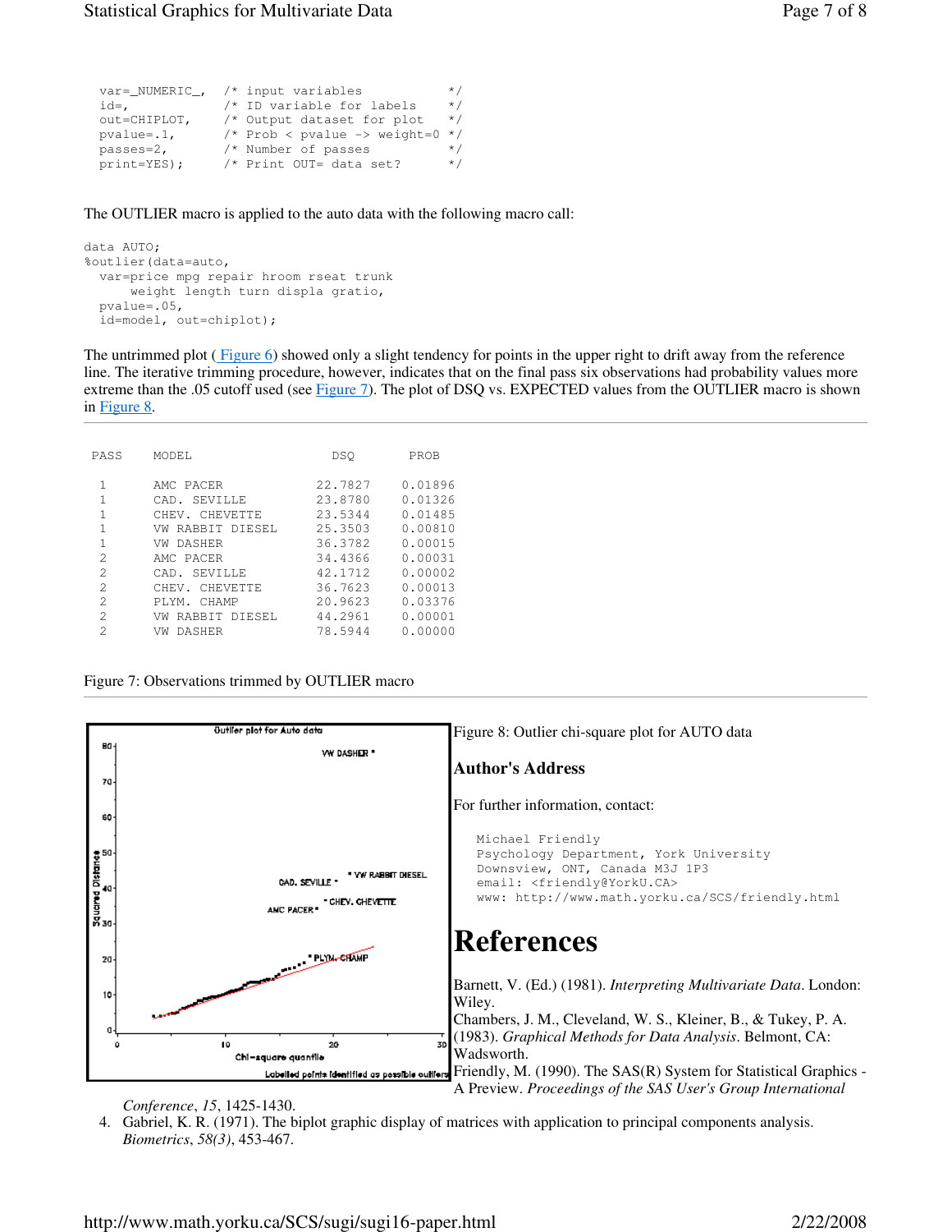```
  var=_NUMERIC_,  /* input variables           */
  id=,            /* ID variable for labels    */
  out=CHIPLOT,    /* Output dataset for plot   */
  pvalue=.1,      /* Prob < pvalue -> weight=0 */
  passes=2,       /* Number of passes          */
  print=YES);     /* Print OUT= data set?      */
```

The OUTLIER macro is applied to the auto data with the following macro call:

```
data AUTO;
%outlier(data=auto,
  var=price mpg repair hroom rseat trunk
      weight length turn displa gratio,
  pvalue=.05,
  id=model, out=chiplot);
```

The untrimmed plot ( Figure 6) showed only a slight tendency for points in the upper right to drift away from the reference line. The iterative trimming procedure, however, indicates that on the final pass six observations had probability values more extreme than the .05 cutoff used (see Figure 7). The plot of DSQ vs. EXPECTED values from the OUTLIER macro is shown in Figure 8.

| PASS | MODEL | DSQ | PROB |
|---|---|---|---|
| 1 | AMC PACER | 22.7827 | 0.01896 |
| 1 | CAD. SEVILLE | 23.8780 | 0.01326 |
| 1 | CHEV. CHEVETTE | 23.5344 | 0.01485 |
| 1 | VW RABBIT DIESEL | 25.3503 | 0.00810 |
| 1 | VW DASHER | 36.3782 | 0.00015 |
| 2 | AMC PACER | 34.4366 | 0.00031 |
| 2 | CAD. SEVILLE | 42.1712 | 0.00002 |
| 2 | CHEV. CHEVETTE | 36.7623 | 0.00013 |
| 2 | PLYM. CHAMP | 20.9623 | 0.03376 |
| 2 | VW RABBIT DIESEL | 44.2961 | 0.00001 |
| 2 | VW DASHER | 78.5944 | 0.00000 |

Figure 7: Observations trimmed by OUTLIER macro

Figure 8: Outlier chi-square plot for AUTO data

## Author's Address

For further information, contact:

```
Michael Friendly
Psychology Department, York University
Downsview, ONT, Canada M3J 1P3
email: <friendly@YorkU.CA>
www: http://www.math.yorku.ca/SCS/friendly.html
```

# References

1. Barnett, V. (Ed.) (1981). *Interpreting Multivariate Data*. London: Wiley.
2. Chambers, J. M., Cleveland, W. S., Kleiner, B., & Tukey, P. A. (1983). *Graphical Methods for Data Analysis*. Belmont, CA: Wadsworth.
3. Friendly, M. (1990). The SAS(R) System for Statistical Graphics - A Preview. *Proceedings of the SAS User's Group International Conference*, *15*, 1425-1430.
4. Gabriel, K. R. (1971). The biplot graphic display of matrices with application to principal components analysis. *Biometrics*, *58(3)*, 453-467.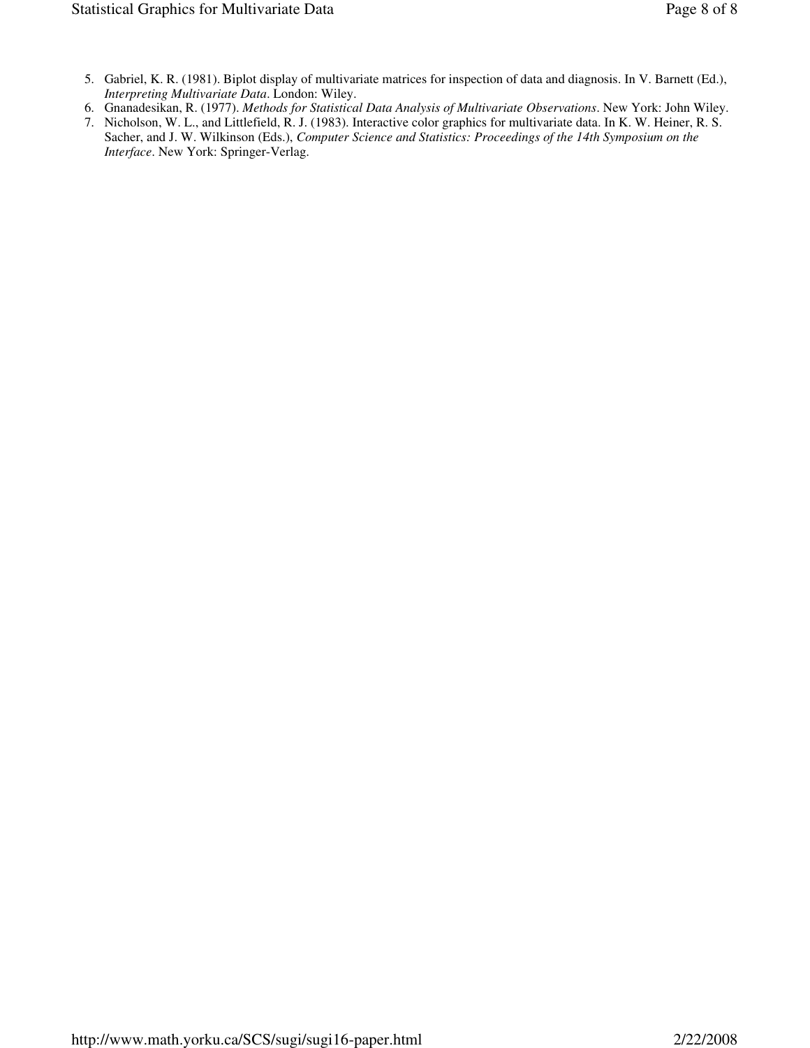5. Gabriel, K. R. (1981). Biplot display of multivariate matrices for inspection of data and diagnosis. In V. Barnett (Ed.), *Interpreting Multivariate Data*. London: Wiley.
6. Gnanadesikan, R. (1977). *Methods for Statistical Data Analysis of Multivariate Observations*. New York: John Wiley.
7. Nicholson, W. L., and Littlefield, R. J. (1983). Interactive color graphics for multivariate data. In K. W. Heiner, R. S. Sacher, and J. W. Wilkinson (Eds.), *Computer Science and Statistics: Proceedings of the 14th Symposium on the Interface*. New York: Springer-Verlag.